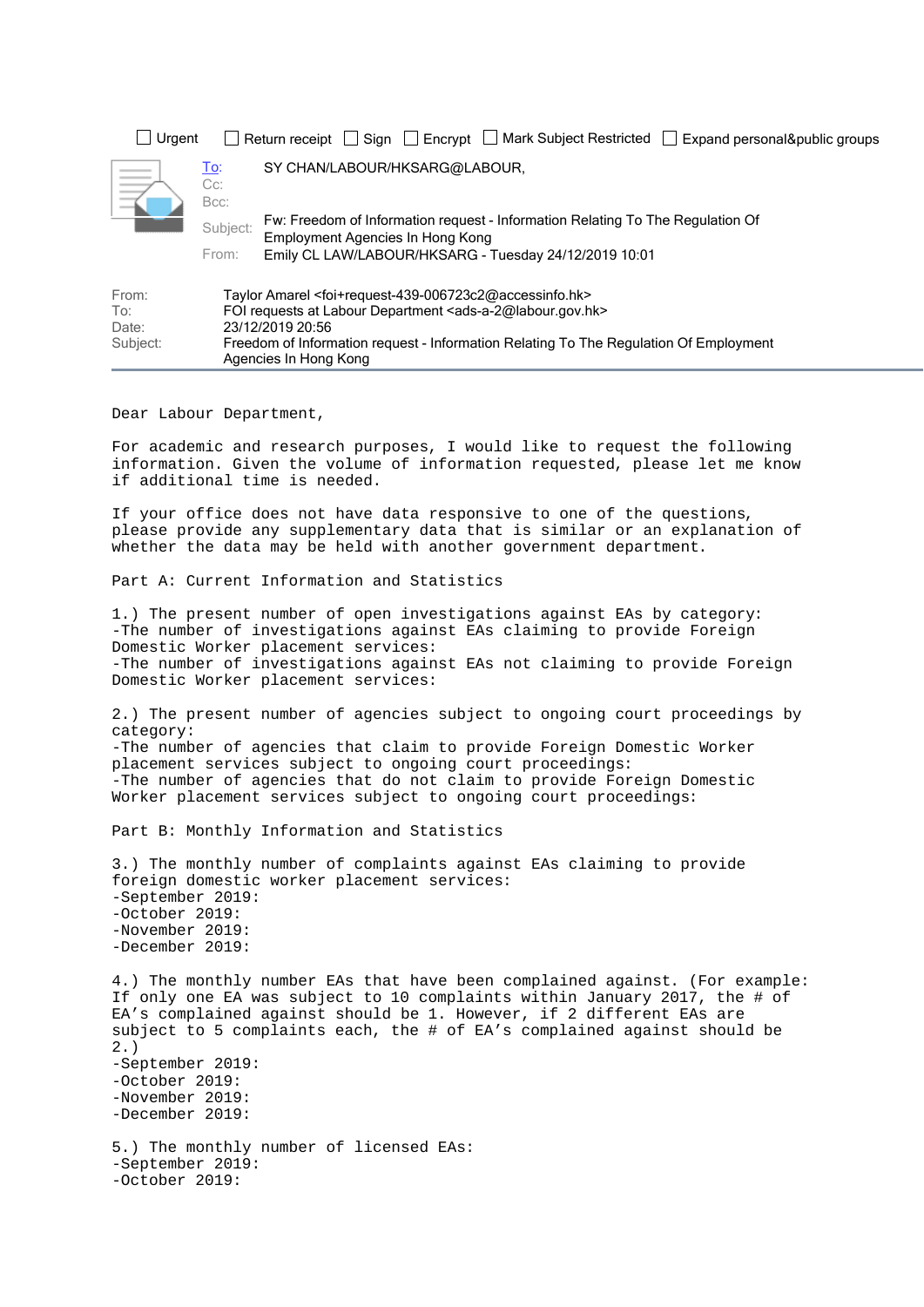☐ Urgent ☐ Return receipt ☐ Sign ☐ Encrypt ☐ Mark Subject Restricted ☐ Expand personal&public groups

To: SY CHAN/LABOUR/HKSARG@LABOUR,
Cc:
Bcc:
Subject: Fw: Freedom of Information request - Information Relating To The Regulation Of Employment Agencies In Hong Kong
From: Emily CL LAW/LABOUR/HKSARG - Tuesday 24/12/2019 10:01

From: Taylor Amarel <foi+request-439-006723c2@accessinfo.hk>
To: FOI requests at Labour Department <ads-a-2@labour.gov.hk>
Date: 23/12/2019 20:56
Subject: Freedom of Information request - Information Relating To The Regulation Of Employment Agencies In Hong Kong

---

Dear Labour Department,

For academic and research purposes, I would like to request the following information. Given the volume of information requested, please let me know if additional time is needed.

If your office does not have data responsive to one of the questions, please provide any supplementary data that is similar or an explanation of whether the data may be held with another government department.

Part A: Current Information and Statistics

1.) The present number of open investigations against EAs by category:
-The number of investigations against EAs claiming to provide Foreign Domestic Worker placement services:
-The number of investigations against EAs not claiming to provide Foreign Domestic Worker placement services:

2.) The present number of agencies subject to ongoing court proceedings by category:
-The number of agencies that claim to provide Foreign Domestic Worker placement services subject to ongoing court proceedings:
-The number of agencies that do not claim to provide Foreign Domestic Worker placement services subject to ongoing court proceedings:

Part B: Monthly Information and Statistics

3.) The monthly number of complaints against EAs claiming to provide foreign domestic worker placement services:
-September 2019:
-October 2019:
-November 2019:
-December 2019:

4.) The monthly number EAs that have been complained against. (For example: If only one EA was subject to 10 complaints within January 2017, the # of EA's complained against should be 1. However, if 2 different EAs are subject to 5 complaints each, the # of EA's complained against should be 2.)
-September 2019:
-October 2019:
-November 2019:
-December 2019:

5.) The monthly number of licensed EAs:
-September 2019:
-October 2019: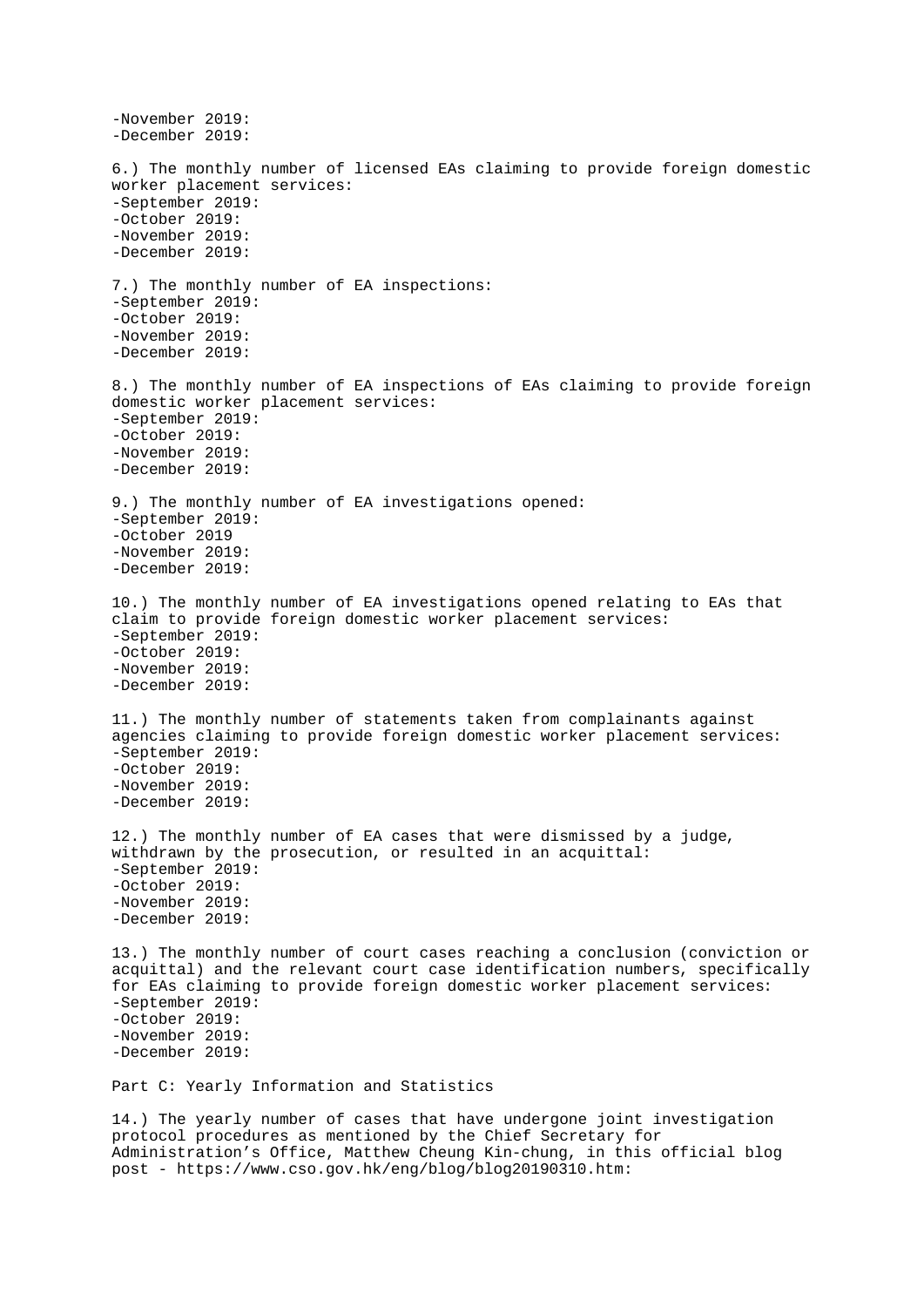-November 2019:
-December 2019:

6.) The monthly number of licensed EAs claiming to provide foreign domestic worker placement services:
-September 2019:
-October 2019:
-November 2019:
-December 2019:

7.) The monthly number of EA inspections:
-September 2019:
-October 2019:
-November 2019:
-December 2019:

8.) The monthly number of EA inspections of EAs claiming to provide foreign domestic worker placement services:
-September 2019:
-October 2019:
-November 2019:
-December 2019:

9.) The monthly number of EA investigations opened:
-September 2019:
-October 2019
-November 2019:
-December 2019:

10.) The monthly number of EA investigations opened relating to EAs that claim to provide foreign domestic worker placement services:
-September 2019:
-October 2019:
-November 2019:
-December 2019:

11.) The monthly number of statements taken from complainants against agencies claiming to provide foreign domestic worker placement services:
-September 2019:
-October 2019:
-November 2019:
-December 2019:

12.) The monthly number of EA cases that were dismissed by a judge, withdrawn by the prosecution, or resulted in an acquittal:
-September 2019:
-October 2019:
-November 2019:
-December 2019:

13.) The monthly number of court cases reaching a conclusion (conviction or acquittal) and the relevant court case identification numbers, specifically for EAs claiming to provide foreign domestic worker placement services:
-September 2019:
-October 2019:
-November 2019:
-December 2019:

Part C: Yearly Information and Statistics

14.) The yearly number of cases that have undergone joint investigation protocol procedures as mentioned by the Chief Secretary for Administration's Office, Matthew Cheung Kin-chung, in this official blog post - https://www.cso.gov.hk/eng/blog/blog20190310.htm: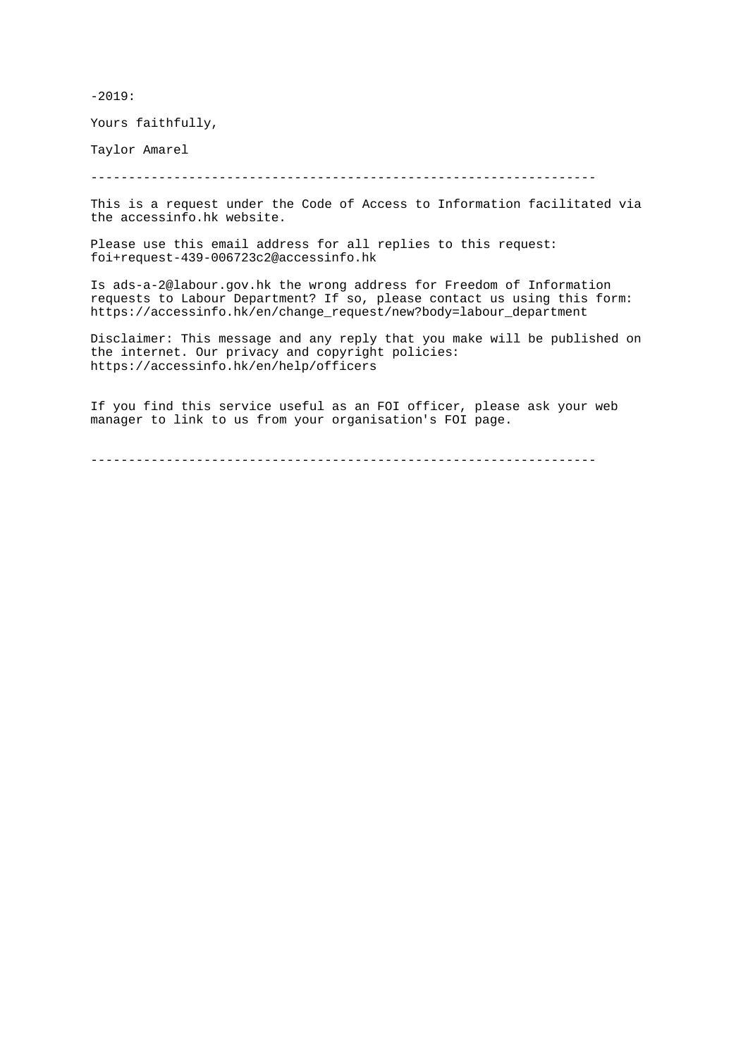-2019:

Yours faithfully,

Taylor Amarel

-------------------------------------------------------------------

This is a request under the Code of Access to Information facilitated via the accessinfo.hk website.

Please use this email address for all replies to this request:
foi+request-439-006723c2@accessinfo.hk

Is ads-a-2@labour.gov.hk the wrong address for Freedom of Information requests to Labour Department? If so, please contact us using this form:
https://accessinfo.hk/en/change_request/new?body=labour_department

Disclaimer: This message and any reply that you make will be published on the internet. Our privacy and copyright policies:
https://accessinfo.hk/en/help/officers

If you find this service useful as an FOI officer, please ask your web manager to link to us from your organisation's FOI page.

-------------------------------------------------------------------